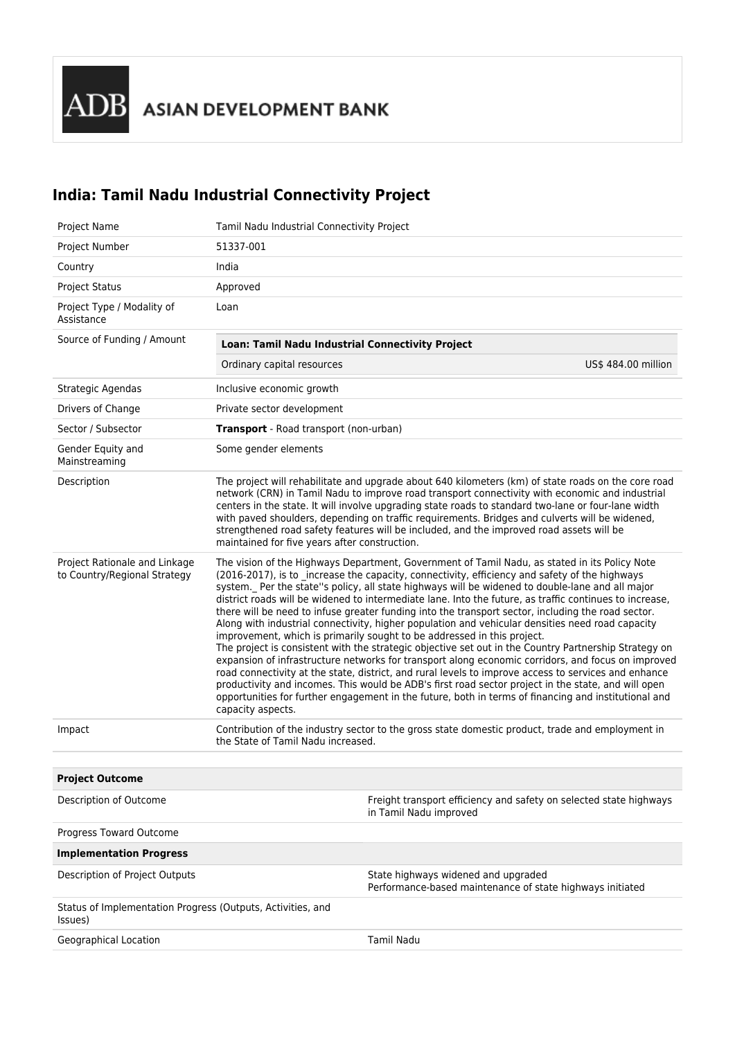ADB ASIAN DEVELOPMENT BANK

# India: Tamil Nadu Industrial Connectivity Project

| | |
|---|---|
| Project Name | Tamil Nadu Industrial Connectivity Project |
| Project Number | 51337-001 |
| Country | India |
| Project Status | Approved |
| Project Type / Modality of Assistance | Loan |
| Source of Funding / Amount | **Loan: Tamil Nadu Industrial Connectivity Project**<br>Ordinary capital resources US$ 484.00 million |
| Strategic Agendas | Inclusive economic growth |
| Drivers of Change | Private sector development |
| Sector / Subsector | **Transport** - Road transport (non-urban) |
| Gender Equity and Mainstreaming | Some gender elements |
| Description | The project will rehabilitate and upgrade about 640 kilometers (km) of state roads on the core road network (CRN) in Tamil Nadu to improve road transport connectivity with economic and industrial centers in the state. It will involve upgrading state roads to standard two-lane or four-lane width with paved shoulders, depending on traffic requirements. Bridges and culverts will be widened, strengthened road safety features will be included, and the improved road assets will be maintained for five years after construction. |
| Project Rationale and Linkage to Country/Regional Strategy | The vision of the Highways Department, Government of Tamil Nadu, as stated in its Policy Note (2016-2017), is to _increase the capacity, connectivity, efficiency and safety of the highways system._ Per the state''s policy, all state highways will be widened to double-lane and all major district roads will be widened to intermediate lane. Into the future, as traffic continues to increase, there will be need to infuse greater funding into the transport sector, including the road sector. Along with industrial connectivity, higher population and vehicular densities need road capacity improvement, which is primarily sought to be addressed in this project.<br>The project is consistent with the strategic objective set out in the Country Partnership Strategy on expansion of infrastructure networks for transport along economic corridors, and focus on improved road connectivity at the state, district, and rural levels to improve access to services and enhance productivity and incomes. This would be ADB's first road sector project in the state, and will open opportunities for further engagement in the future, both in terms of financing and institutional and capacity aspects. |
| Impact | Contribution of the industry sector to the gross state domestic product, trade and employment in the State of Tamil Nadu increased. |

| **Project Outcome** | |
|---|---|
| Description of Outcome | Freight transport efficiency and safety on selected state highways in Tamil Nadu improved |
| Progress Toward Outcome | |
| **Implementation Progress** | |
| Description of Project Outputs | State highways widened and upgraded<br>Performance-based maintenance of state highways initiated |
| Status of Implementation Progress (Outputs, Activities, and Issues) | |
| Geographical Location | Tamil Nadu |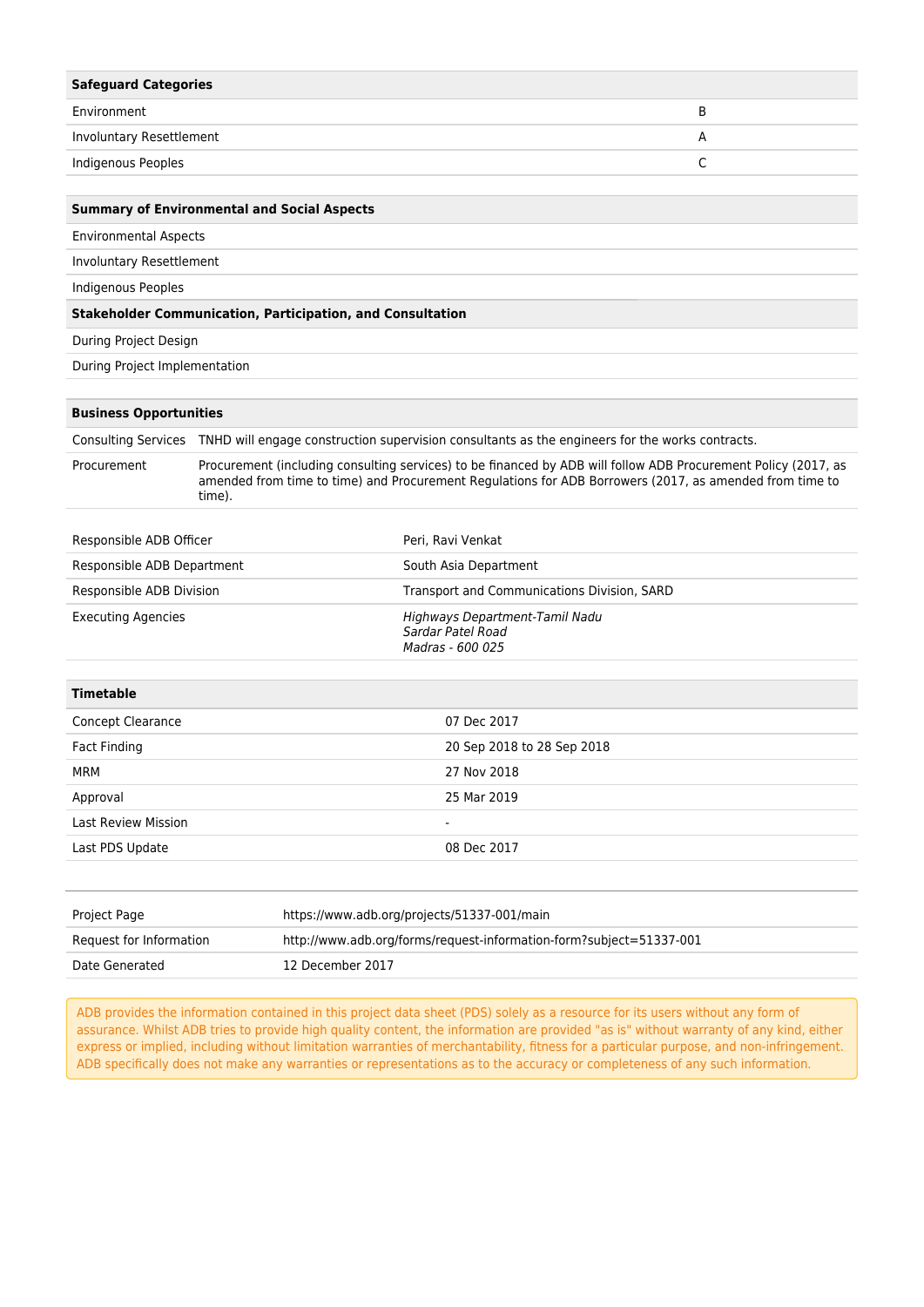| Safeguard Categories | |
|---|---|
| Environment | B |
| Involuntary Resettlement | A |
| Indigenous Peoples | C |

| Summary of Environmental and Social Aspects |
|---|
| Environmental Aspects |
| Involuntary Resettlement |
| Indigenous Peoples |
| **Stakeholder Communication, Participation, and Consultation** |
| During Project Design |
| During Project Implementation |

| Business Opportunities | |
|---|---|
| Consulting Services | TNHD will engage construction supervision consultants as the engineers for the works contracts. |
| Procurement | Procurement (including consulting services) to be financed by ADB will follow ADB Procurement Policy (2017, as amended from time to time) and Procurement Regulations for ADB Borrowers (2017, as amended from time to time). |

| | |
|---|---|
| Responsible ADB Officer | Peri, Ravi Venkat |
| Responsible ADB Department | South Asia Department |
| Responsible ADB Division | Transport and Communications Division, SARD |
| Executing Agencies | *Highways Department-Tamil Nadu*<br>*Sardar Patel Road*<br>*Madras - 600 025* |

| Timetable | |
|---|---|
| Concept Clearance | 07 Dec 2017 |
| Fact Finding | 20 Sep 2018 to 28 Sep 2018 |
| MRM | 27 Nov 2018 |
| Approval | 25 Mar 2019 |
| Last Review Mission | - |
| Last PDS Update | 08 Dec 2017 |

| | |
|---|---|
| Project Page | https://www.adb.org/projects/51337-001/main |
| Request for Information | http://www.adb.org/forms/request-information-form?subject=51337-001 |
| Date Generated | 12 December 2017 |

ADB provides the information contained in this project data sheet (PDS) solely as a resource for its users without any form of assurance. Whilst ADB tries to provide high quality content, the information are provided "as is" without warranty of any kind, either express or implied, including without limitation warranties of merchantability, fitness for a particular purpose, and non-infringement. ADB specifically does not make any warranties or representations as to the accuracy or completeness of any such information.